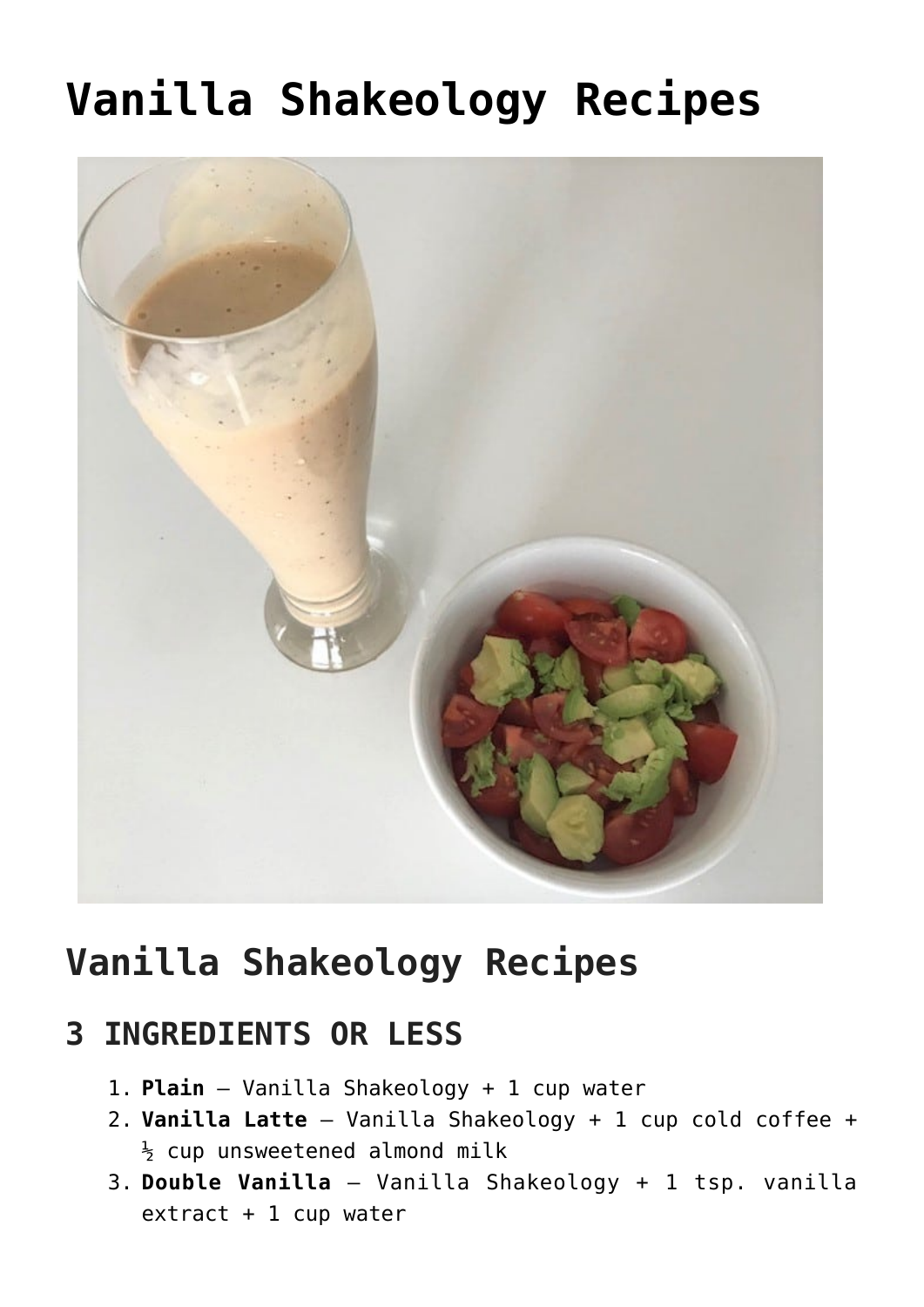# Vanilla Shakeology Recipes

## Vanilla Shakeology Recipes

### 3 INGREDIENTS OR LESS

1. **Plain** – Vanilla Shakeology + 1 cup water
2. **Vanilla Latte** – Vanilla Shakeology + 1 cup cold coffee + ½ cup unsweetened almond milk
3. **Double Vanilla** – Vanilla Shakeology + 1 tsp. vanilla extract + 1 cup water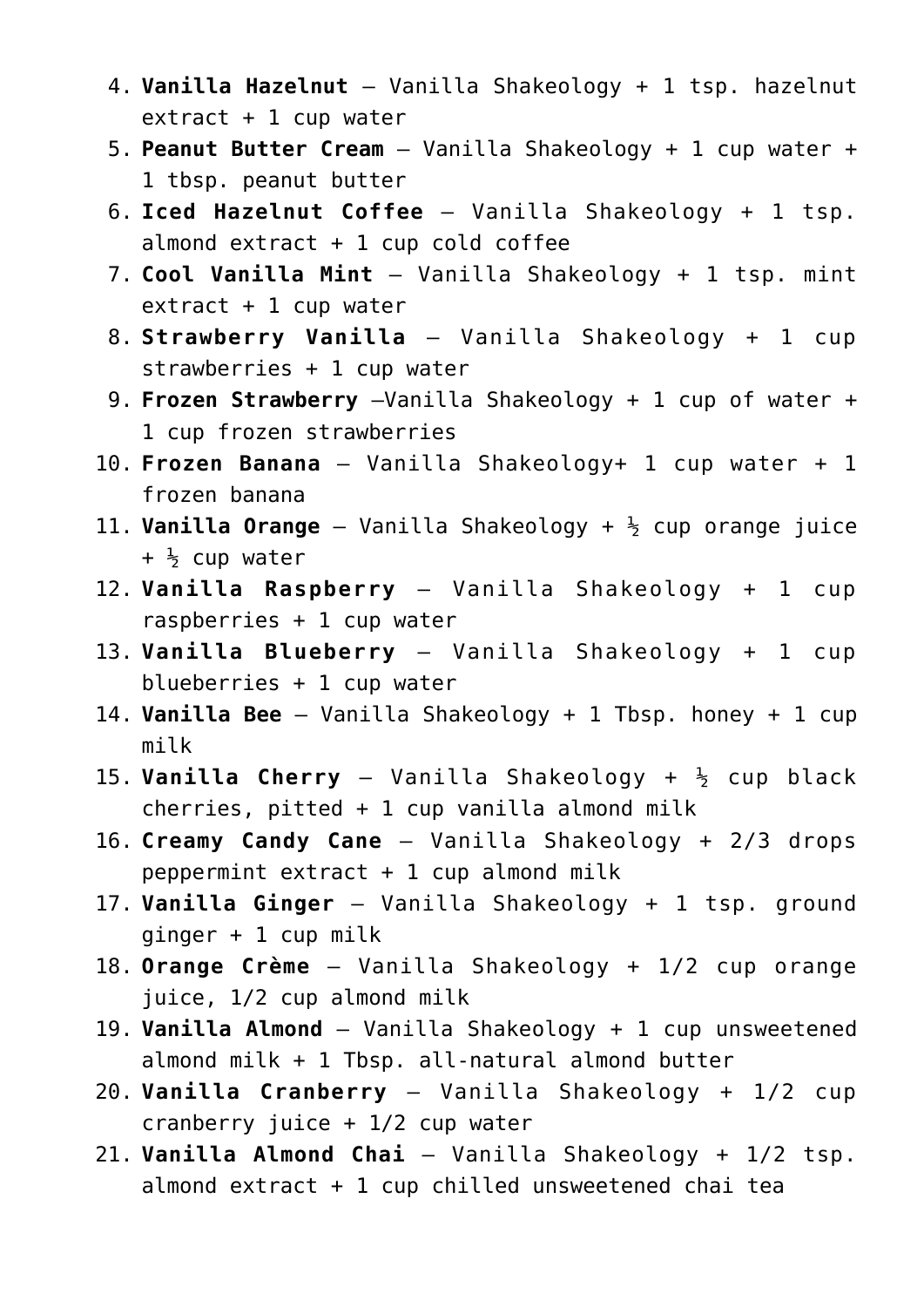4. **Vanilla Hazelnut** – Vanilla Shakeology + 1 tsp. hazelnut extract + 1 cup water
5. **Peanut Butter Cream** – Vanilla Shakeology + 1 cup water + 1 tbsp. peanut butter
6. **Iced Hazelnut Coffee** – Vanilla Shakeology + 1 tsp. almond extract + 1 cup cold coffee
7. **Cool Vanilla Mint** – Vanilla Shakeology + 1 tsp. mint extract + 1 cup water
8. **Strawberry Vanilla** – Vanilla Shakeology + 1 cup strawberries + 1 cup water
9. **Frozen Strawberry** –Vanilla Shakeology + 1 cup of water + 1 cup frozen strawberries
10. **Frozen Banana** – Vanilla Shakeology+ 1 cup water + 1 frozen banana
11. **Vanilla Orange** – Vanilla Shakeology + ½ cup orange juice + ½ cup water
12. **Vanilla Raspberry** – Vanilla Shakeology + 1 cup raspberries + 1 cup water
13. **Vanilla Blueberry** – Vanilla Shakeology + 1 cup blueberries + 1 cup water
14. **Vanilla Bee** – Vanilla Shakeology + 1 Tbsp. honey + 1 cup milk
15. **Vanilla Cherry** – Vanilla Shakeology + ½ cup black cherries, pitted + 1 cup vanilla almond milk
16. **Creamy Candy Cane** – Vanilla Shakeology + 2/3 drops peppermint extract + 1 cup almond milk
17. **Vanilla Ginger** – Vanilla Shakeology + 1 tsp. ground ginger + 1 cup milk
18. **Orange Crème** – Vanilla Shakeology + 1/2 cup orange juice, 1/2 cup almond milk
19. **Vanilla Almond** – Vanilla Shakeology + 1 cup unsweetened almond milk + 1 Tbsp. all-natural almond butter
20. **Vanilla Cranberry** – Vanilla Shakeology + 1/2 cup cranberry juice + 1/2 cup water
21. **Vanilla Almond Chai** – Vanilla Shakeology + 1/2 tsp. almond extract + 1 cup chilled unsweetened chai tea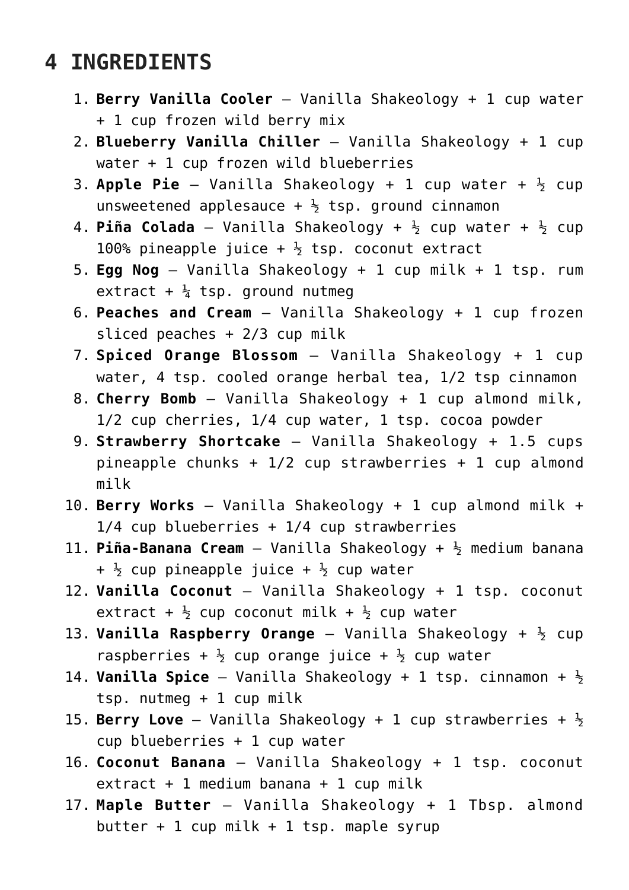## 4 INGREDIENTS

1. **Berry Vanilla Cooler** – Vanilla Shakeology + 1 cup water + 1 cup frozen wild berry mix
2. **Blueberry Vanilla Chiller** – Vanilla Shakeology + 1 cup water + 1 cup frozen wild blueberries
3. **Apple Pie** – Vanilla Shakeology + 1 cup water + ½ cup unsweetened applesauce + ½ tsp. ground cinnamon
4. **Piña Colada** – Vanilla Shakeology + ½ cup water + ½ cup 100% pineapple juice + ½ tsp. coconut extract
5. **Egg Nog** – Vanilla Shakeology + 1 cup milk + 1 tsp. rum extract + ¼ tsp. ground nutmeg
6. **Peaches and Cream** – Vanilla Shakeology + 1 cup frozen sliced peaches + 2/3 cup milk
7. **Spiced Orange Blossom** – Vanilla Shakeology + 1 cup water, 4 tsp. cooled orange herbal tea, 1/2 tsp cinnamon
8. **Cherry Bomb** – Vanilla Shakeology + 1 cup almond milk, 1/2 cup cherries, 1/4 cup water, 1 tsp. cocoa powder
9. **Strawberry Shortcake** – Vanilla Shakeology + 1.5 cups pineapple chunks + 1/2 cup strawberries + 1 cup almond milk
10. **Berry Works** – Vanilla Shakeology + 1 cup almond milk + 1/4 cup blueberries + 1/4 cup strawberries
11. **Piña-Banana Cream** – Vanilla Shakeology + ½ medium banana + ½ cup pineapple juice + ½ cup water
12. **Vanilla Coconut** – Vanilla Shakeology + 1 tsp. coconut extract + ½ cup coconut milk + ½ cup water
13. **Vanilla Raspberry Orange** – Vanilla Shakeology + ½ cup raspberries + ½ cup orange juice + ½ cup water
14. **Vanilla Spice** – Vanilla Shakeology + 1 tsp. cinnamon + ½ tsp. nutmeg + 1 cup milk
15. **Berry Love** – Vanilla Shakeology + 1 cup strawberries + ½ cup blueberries + 1 cup water
16. **Coconut Banana** – Vanilla Shakeology + 1 tsp. coconut extract + 1 medium banana + 1 cup milk
17. **Maple Butter** – Vanilla Shakeology + 1 Tbsp. almond butter + 1 cup milk + 1 tsp. maple syrup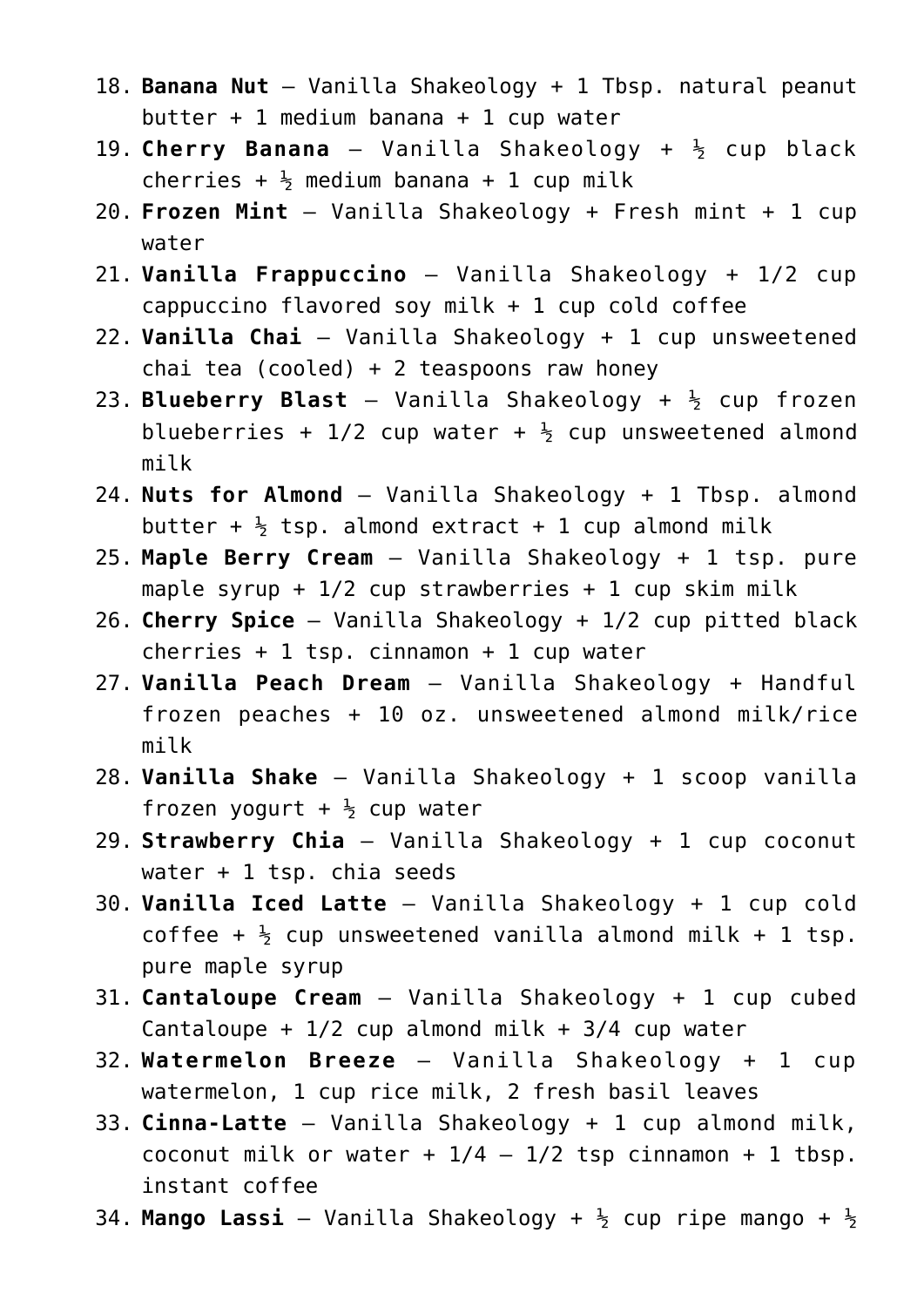18. **Banana Nut** – Vanilla Shakeology + 1 Tbsp. natural peanut butter + 1 medium banana + 1 cup water
19. **Cherry Banana** – Vanilla Shakeology + ½ cup black cherries + ½ medium banana + 1 cup milk
20. **Frozen Mint** – Vanilla Shakeology + Fresh mint + 1 cup water
21. **Vanilla Frappuccino** – Vanilla Shakeology + 1/2 cup cappuccino flavored soy milk + 1 cup cold coffee
22. **Vanilla Chai** – Vanilla Shakeology + 1 cup unsweetened chai tea (cooled) + 2 teaspoons raw honey
23. **Blueberry Blast** – Vanilla Shakeology + ½ cup frozen blueberries + 1/2 cup water + ½ cup unsweetened almond milk
24. **Nuts for Almond** – Vanilla Shakeology + 1 Tbsp. almond butter + ½ tsp. almond extract + 1 cup almond milk
25. **Maple Berry Cream** – Vanilla Shakeology + 1 tsp. pure maple syrup + 1/2 cup strawberries + 1 cup skim milk
26. **Cherry Spice** – Vanilla Shakeology + 1/2 cup pitted black cherries + 1 tsp. cinnamon + 1 cup water
27. **Vanilla Peach Dream** – Vanilla Shakeology + Handful frozen peaches + 10 oz. unsweetened almond milk/rice milk
28. **Vanilla Shake** – Vanilla Shakeology + 1 scoop vanilla frozen yogurt + ½ cup water
29. **Strawberry Chia** – Vanilla Shakeology + 1 cup coconut water + 1 tsp. chia seeds
30. **Vanilla Iced Latte** – Vanilla Shakeology + 1 cup cold coffee + ½ cup unsweetened vanilla almond milk + 1 tsp. pure maple syrup
31. **Cantaloupe Cream** – Vanilla Shakeology + 1 cup cubed Cantaloupe + 1/2 cup almond milk + 3/4 cup water
32. **Watermelon Breeze** – Vanilla Shakeology + 1 cup watermelon, 1 cup rice milk, 2 fresh basil leaves
33. **Cinna-Latte** – Vanilla Shakeology + 1 cup almond milk, coconut milk or water + 1/4 – 1/2 tsp cinnamon + 1 tbsp. instant coffee
34. **Mango Lassi** – Vanilla Shakeology + ½ cup ripe mango + ½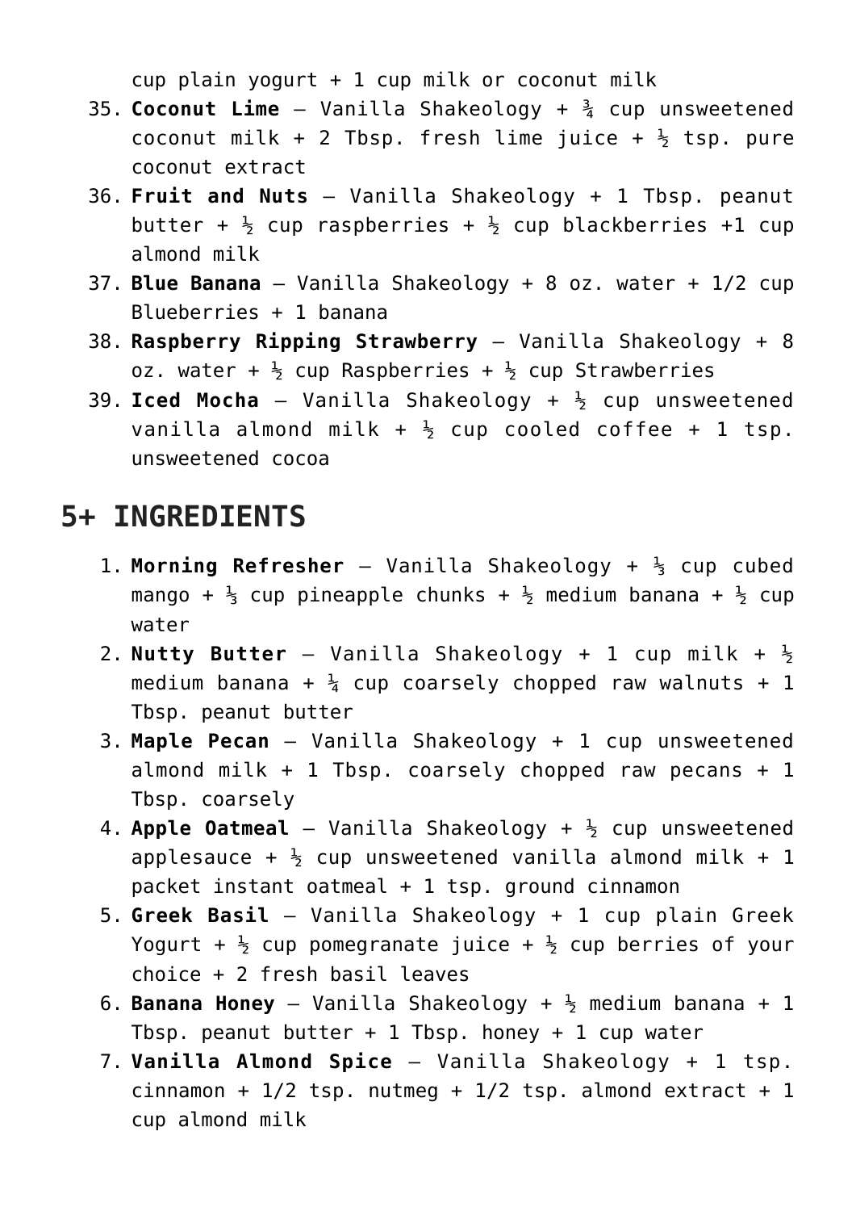cup plain yogurt + 1 cup milk or coconut milk

35. **Coconut Lime** – Vanilla Shakeology + ¾ cup unsweetened coconut milk + 2 Tbsp. fresh lime juice + ½ tsp. pure coconut extract
36. **Fruit and Nuts** – Vanilla Shakeology + 1 Tbsp. peanut butter + ½ cup raspberries + ½ cup blackberries +1 cup almond milk
37. **Blue Banana** – Vanilla Shakeology + 8 oz. water + 1/2 cup Blueberries + 1 banana
38. **Raspberry Ripping Strawberry** – Vanilla Shakeology + 8 oz. water + ½ cup Raspberries + ½ cup Strawberries
39. **Iced Mocha** – Vanilla Shakeology + ½ cup unsweetened vanilla almond milk + ½ cup cooled coffee + 1 tsp. unsweetened cocoa

## 5+ INGREDIENTS

1. **Morning Refresher** – Vanilla Shakeology + ⅓ cup cubed mango + ⅓ cup pineapple chunks + ½ medium banana + ½ cup water
2. **Nutty Butter** – Vanilla Shakeology + 1 cup milk + ½ medium banana + ¼ cup coarsely chopped raw walnuts + 1 Tbsp. peanut butter
3. **Maple Pecan** – Vanilla Shakeology + 1 cup unsweetened almond milk + 1 Tbsp. coarsely chopped raw pecans + 1 Tbsp. coarsely
4. **Apple Oatmeal** – Vanilla Shakeology + ½ cup unsweetened applesauce + ½ cup unsweetened vanilla almond milk + 1 packet instant oatmeal + 1 tsp. ground cinnamon
5. **Greek Basil** – Vanilla Shakeology + 1 cup plain Greek Yogurt + ½ cup pomegranate juice + ½ cup berries of your choice + 2 fresh basil leaves
6. **Banana Honey** – Vanilla Shakeology + ½ medium banana + 1 Tbsp. peanut butter + 1 Tbsp. honey + 1 cup water
7. **Vanilla Almond Spice** – Vanilla Shakeology + 1 tsp. cinnamon + 1/2 tsp. nutmeg + 1/2 tsp. almond extract + 1 cup almond milk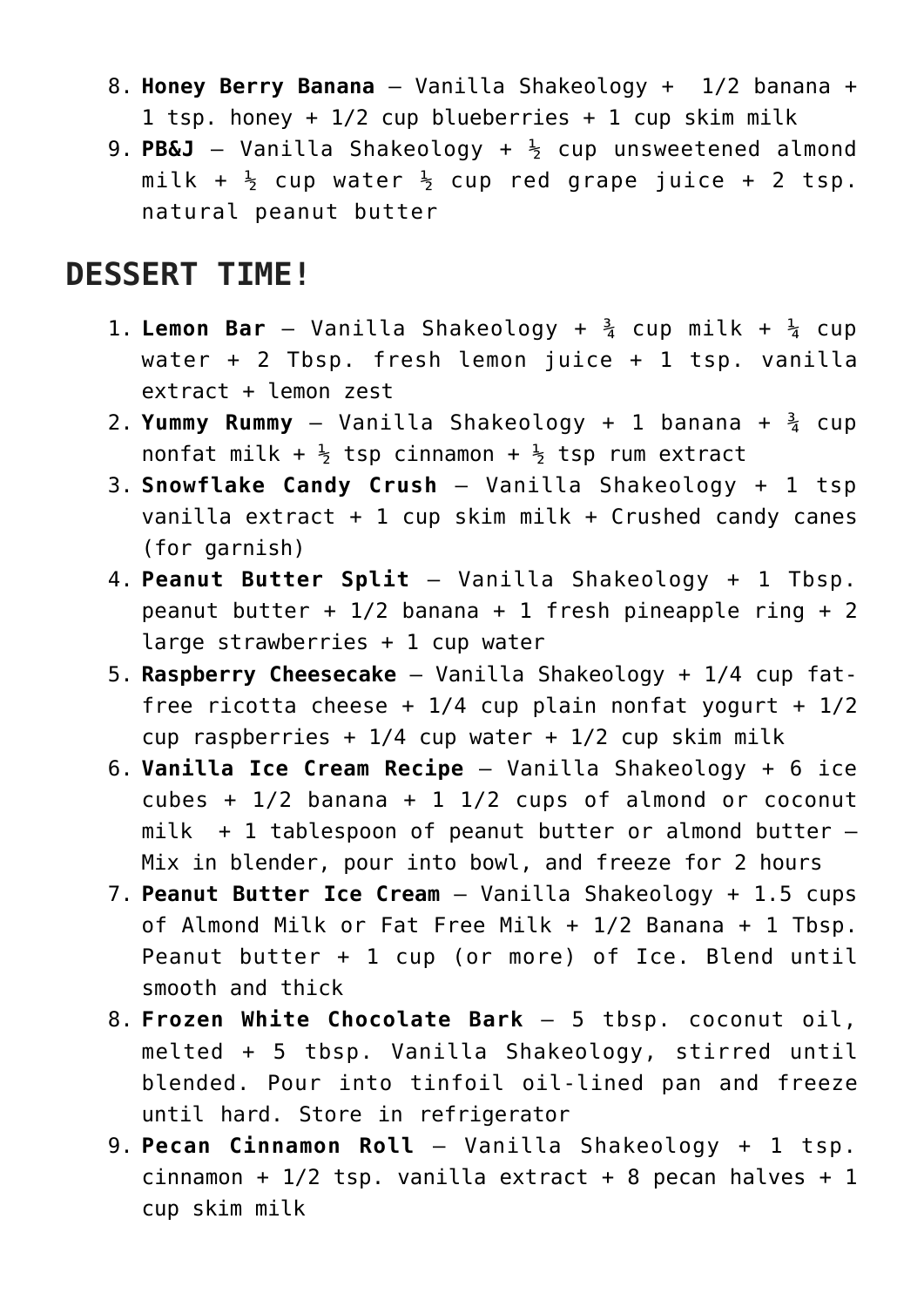8. **Honey Berry Banana** – Vanilla Shakeology + 1/2 banana + 1 tsp. honey + 1/2 cup blueberries + 1 cup skim milk
9. **PB&J** – Vanilla Shakeology + ½ cup unsweetened almond milk + ½ cup water ½ cup red grape juice + 2 tsp. natural peanut butter

## DESSERT TIME!

1. **Lemon Bar** – Vanilla Shakeology + ¾ cup milk + ¼ cup water + 2 Tbsp. fresh lemon juice + 1 tsp. vanilla extract + lemon zest
2. **Yummy Rummy** – Vanilla Shakeology + 1 banana + ¾ cup nonfat milk + ½ tsp cinnamon + ½ tsp rum extract
3. **Snowflake Candy Crush** – Vanilla Shakeology + 1 tsp vanilla extract + 1 cup skim milk + Crushed candy canes (for garnish)
4. **Peanut Butter Split** – Vanilla Shakeology + 1 Tbsp. peanut butter + 1/2 banana + 1 fresh pineapple ring + 2 large strawberries + 1 cup water
5. **Raspberry Cheesecake** – Vanilla Shakeology + 1/4 cup fat-free ricotta cheese + 1/4 cup plain nonfat yogurt + 1/2 cup raspberries + 1/4 cup water + 1/2 cup skim milk
6. **Vanilla Ice Cream Recipe** – Vanilla Shakeology + 6 ice cubes + 1/2 banana + 1 1/2 cups of almond or coconut milk + 1 tablespoon of peanut butter or almond butter – Mix in blender, pour into bowl, and freeze for 2 hours
7. **Peanut Butter Ice Cream** – Vanilla Shakeology + 1.5 cups of Almond Milk or Fat Free Milk + 1/2 Banana + 1 Tbsp. Peanut butter + 1 cup (or more) of Ice. Blend until smooth and thick
8. **Frozen White Chocolate Bark** – 5 tbsp. coconut oil, melted + 5 tbsp. Vanilla Shakeology, stirred until blended. Pour into tinfoil oil-lined pan and freeze until hard. Store in refrigerator
9. **Pecan Cinnamon Roll** – Vanilla Shakeology + 1 tsp. cinnamon + 1/2 tsp. vanilla extract + 8 pecan halves + 1 cup skim milk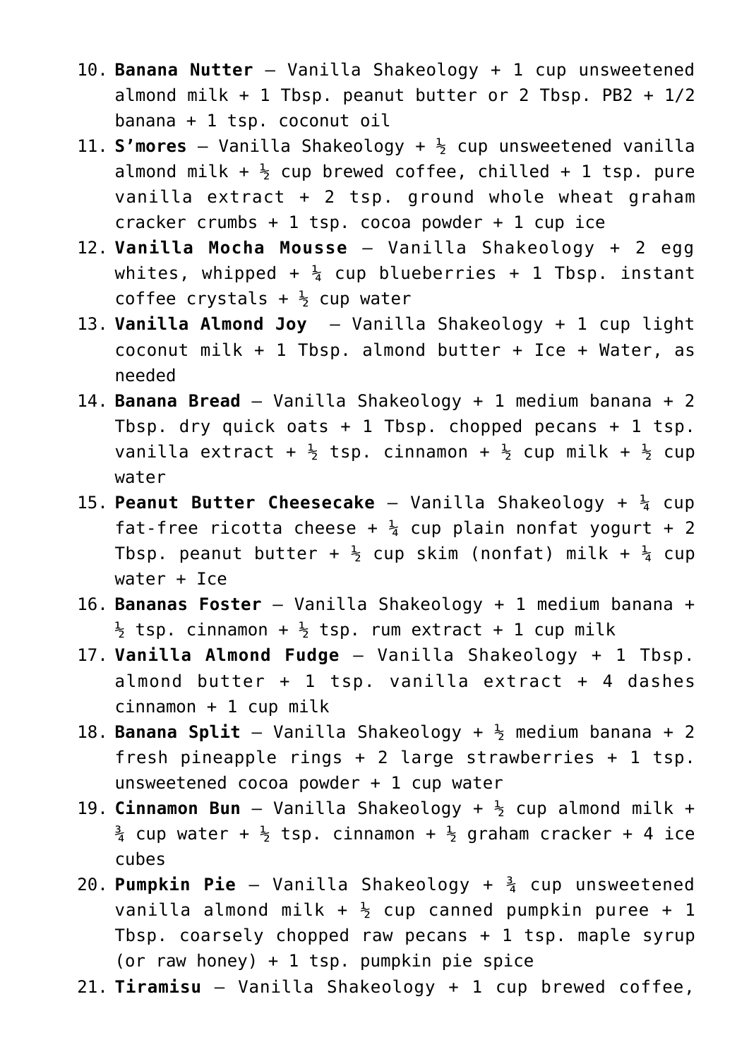10. **Banana Nutter** – Vanilla Shakeology + 1 cup unsweetened almond milk + 1 Tbsp. peanut butter or 2 Tbsp. PB2 + 1/2 banana + 1 tsp. coconut oil
11. **S'mores** – Vanilla Shakeology + ½ cup unsweetened vanilla almond milk + ½ cup brewed coffee, chilled + 1 tsp. pure vanilla extract + 2 tsp. ground whole wheat graham cracker crumbs + 1 tsp. cocoa powder + 1 cup ice
12. **Vanilla Mocha Mousse** – Vanilla Shakeology + 2 egg whites, whipped + ¼ cup blueberries + 1 Tbsp. instant coffee crystals + ½ cup water
13. **Vanilla Almond Joy** – Vanilla Shakeology + 1 cup light coconut milk + 1 Tbsp. almond butter + Ice + Water, as needed
14. **Banana Bread** – Vanilla Shakeology + 1 medium banana + 2 Tbsp. dry quick oats + 1 Tbsp. chopped pecans + 1 tsp. vanilla extract + ½ tsp. cinnamon + ½ cup milk + ½ cup water
15. **Peanut Butter Cheesecake** – Vanilla Shakeology + ¼ cup fat-free ricotta cheese + ¼ cup plain nonfat yogurt + 2 Tbsp. peanut butter + ½ cup skim (nonfat) milk + ¼ cup water + Ice
16. **Bananas Foster** – Vanilla Shakeology + 1 medium banana + ½ tsp. cinnamon + ½ tsp. rum extract + 1 cup milk
17. **Vanilla Almond Fudge** – Vanilla Shakeology + 1 Tbsp. almond butter + 1 tsp. vanilla extract + 4 dashes cinnamon + 1 cup milk
18. **Banana Split** – Vanilla Shakeology + ½ medium banana + 2 fresh pineapple rings + 2 large strawberries + 1 tsp. unsweetened cocoa powder + 1 cup water
19. **Cinnamon Bun** – Vanilla Shakeology + ½ cup almond milk + ¾ cup water + ½ tsp. cinnamon + ½ graham cracker + 4 ice cubes
20. **Pumpkin Pie** – Vanilla Shakeology + ¾ cup unsweetened vanilla almond milk + ½ cup canned pumpkin puree + 1 Tbsp. coarsely chopped raw pecans + 1 tsp. maple syrup (or raw honey) + 1 tsp. pumpkin pie spice
21. **Tiramisu** – Vanilla Shakeology + 1 cup brewed coffee,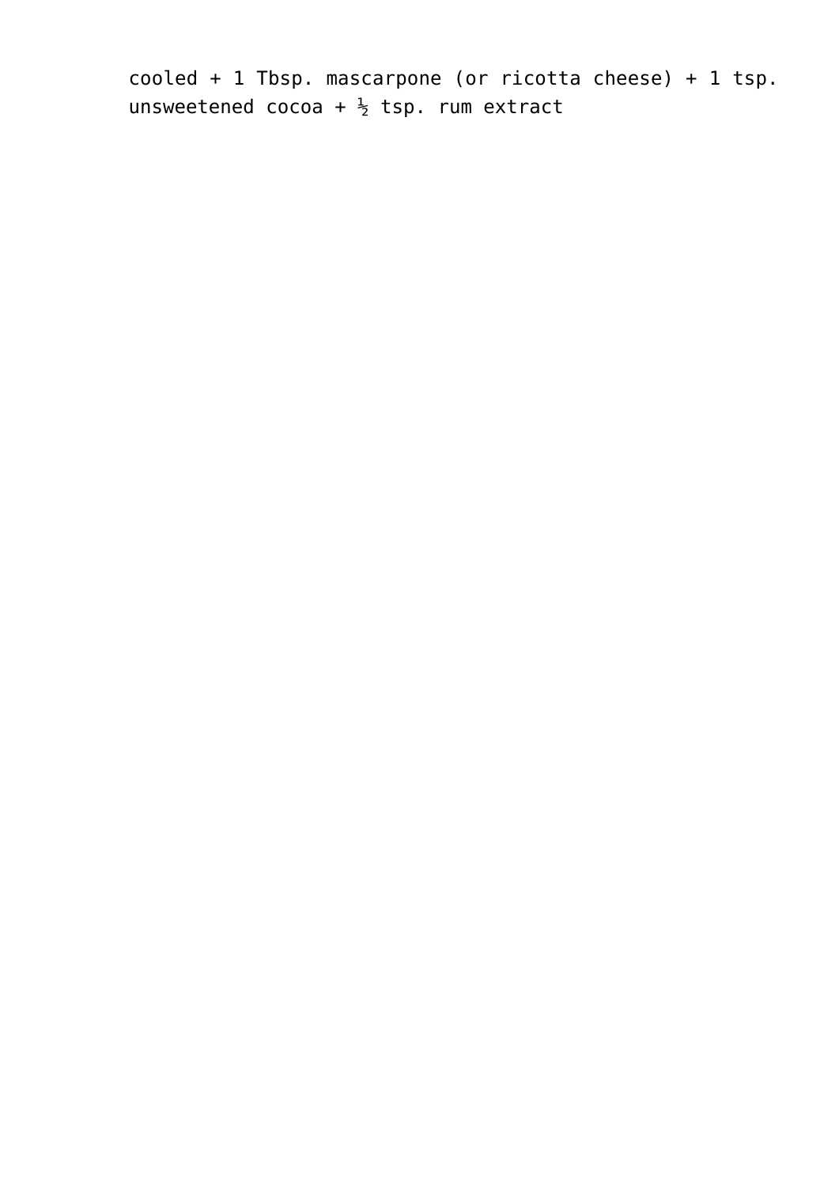cooled + 1 Tbsp. mascarpone (or ricotta cheese) + 1 tsp. unsweetened cocoa + ½ tsp. rum extract